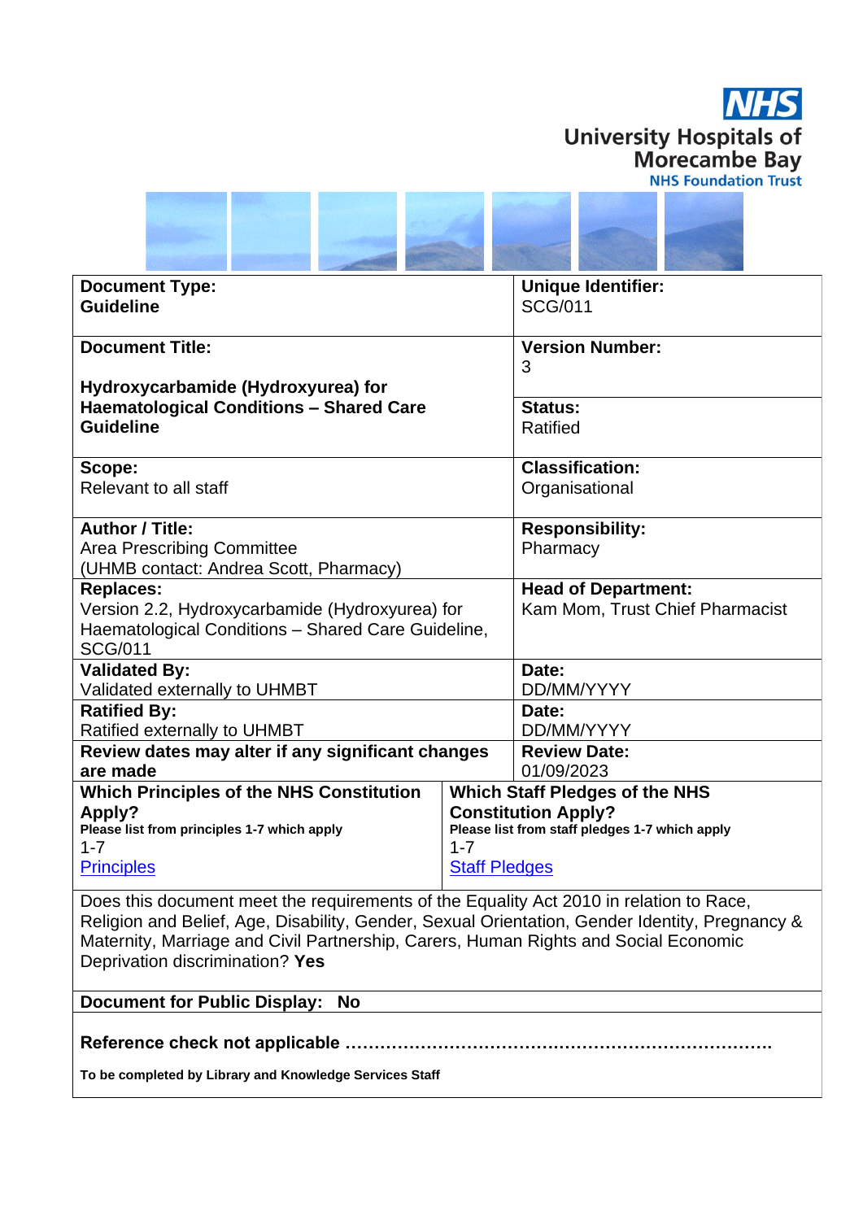**NHS**
**University Hospitals of Morecambe Bay**
**NHS Foundation Trust**

| **Document Type:** **Guideline** | **Unique Identifier:** SCG/011 |
|---|---|
| **Document Title:** **Hydroxycarbamide (Hydroxyurea) for Haematological Conditions – Shared Care Guideline** | **Version Number:** 3 |
| | **Status:** Ratified |
| **Scope:** Relevant to all staff | **Classification:** Organisational |
| **Author / Title:** Area Prescribing Committee (UHMB contact: Andrea Scott, Pharmacy) | **Responsibility:** Pharmacy |
| **Replaces:** Version 2.2, Hydroxycarbamide (Hydroxyurea) for Haematological Conditions – Shared Care Guideline, SCG/011 | **Head of Department:** Kam Mom, Trust Chief Pharmacist |
| **Validated By:** Validated externally to UHMBT | **Date:** DD/MM/YYYY |
| **Ratified By:** Ratified externally to UHMBT | **Date:** DD/MM/YYYY |
| **Review dates may alter if any significant changes are made** | **Review Date:** 01/09/2023 |
| **Which Principles of the NHS Constitution Apply?** **Please list from principles 1-7 which apply** 1-7 [Principles](Principles) | **Which Staff Pledges of the NHS Constitution Apply?** **Please list from staff pledges 1-7 which apply** 1-7 [Staff Pledges](Staff Pledges) |

Does this document meet the requirements of the Equality Act 2010 in relation to Race, Religion and Belief, Age, Disability, Gender, Sexual Orientation, Gender Identity, Pregnancy & Maternity, Marriage and Civil Partnership, Carers, Human Rights and Social Economic Deprivation discrimination? **Yes**

**Document for Public Display: No**

**Reference check not applicable …………………………………………………………………….**

**To be completed by Library and Knowledge Services Staff**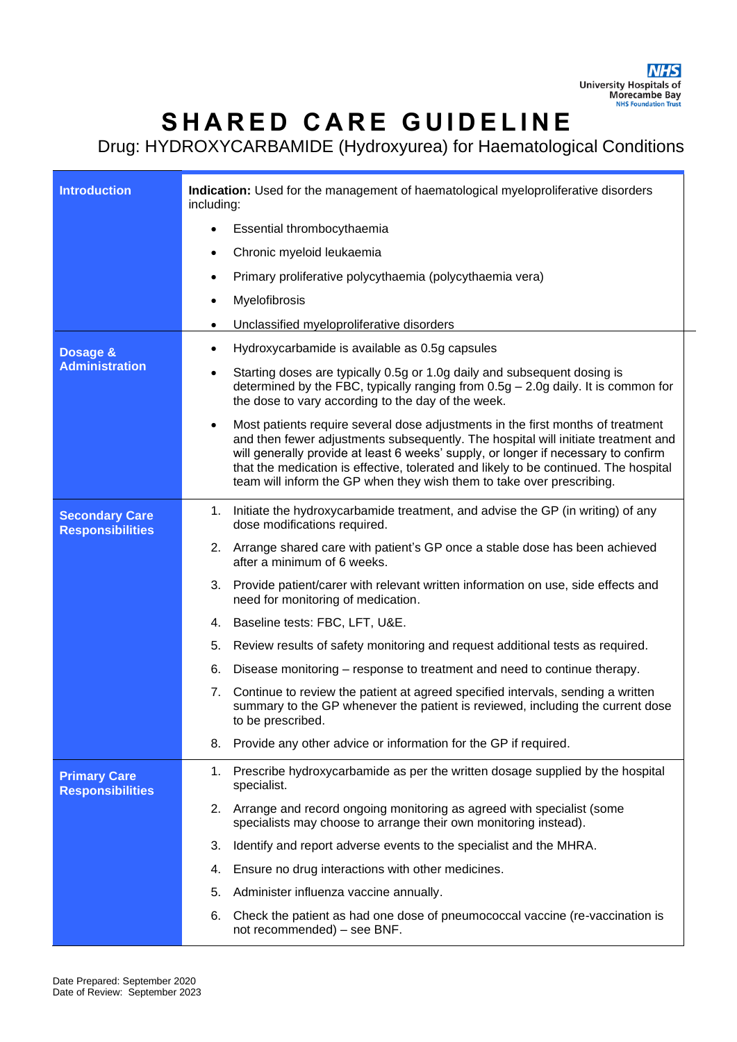# SHARED CARE GUIDELINE

Drug: HYDROXYCARBAMIDE (Hydroxyurea) for Haematological Conditions

## Introduction

**Indication:** Used for the management of haematological myeloproliferative disorders including:

- Essential thrombocythaemia
- Chronic myeloid leukaemia
- Primary proliferative polycythaemia (polycythaemia vera)
- Myelofibrosis
- Unclassified myeloproliferative disorders

## Dosage & Administration

- Hydroxycarbamide is available as 0.5g capsules
- Starting doses are typically 0.5g or 1.0g daily and subsequent dosing is determined by the FBC, typically ranging from 0.5g – 2.0g daily. It is common for the dose to vary according to the day of the week.
- Most patients require several dose adjustments in the first months of treatment and then fewer adjustments subsequently. The hospital will initiate treatment and will generally provide at least 6 weeks' supply, or longer if necessary to confirm that the medication is effective, tolerated and likely to be continued. The hospital team will inform the GP when they wish them to take over prescribing.

## Secondary Care Responsibilities

1. Initiate the hydroxycarbamide treatment, and advise the GP (in writing) of any dose modifications required.
2. Arrange shared care with patient's GP once a stable dose has been achieved after a minimum of 6 weeks.
3. Provide patient/carer with relevant written information on use, side effects and need for monitoring of medication.
4. Baseline tests: FBC, LFT, U&E.
5. Review results of safety monitoring and request additional tests as required.
6. Disease monitoring – response to treatment and need to continue therapy.
7. Continue to review the patient at agreed specified intervals, sending a written summary to the GP whenever the patient is reviewed, including the current dose to be prescribed.
8. Provide any other advice or information for the GP if required.

## Primary Care Responsibilities

1. Prescribe hydroxycarbamide as per the written dosage supplied by the hospital specialist.
2. Arrange and record ongoing monitoring as agreed with specialist (some specialists may choose to arrange their own monitoring instead).
3. Identify and report adverse events to the specialist and the MHRA.
4. Ensure no drug interactions with other medicines.
5. Administer influenza vaccine annually.
6. Check the patient as had one dose of pneumococcal vaccine (re-vaccination is not recommended) – see BNF.

Date Prepared: September 2020
Date of Review: September 2023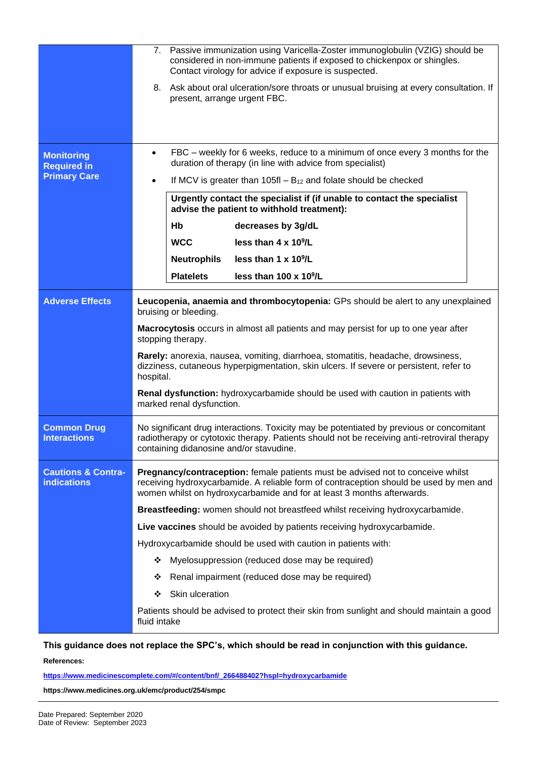| | |
|---|---|
| | 7. Passive immunization using Varicella-Zoster immunoglobulin (VZIG) should be considered in non-immune patients if exposed to chickenpox or shingles. Contact virology for advice if exposure is suspected.<br><br>8. Ask about oral ulceration/sore throats or unusual bruising at every consultation. If present, arrange urgent FBC. |
| **Monitoring Required in Primary Care** | • FBC – weekly for 6 weeks, reduce to a minimum of once every 3 months for the duration of therapy (in line with advice from specialist)<br><br>• If MCV is greater than 105fl – $B_{12}$ and folate should be checked<br><br>**Urgently contact the specialist if (if unable to contact the specialist advise the patient to withhold treatment):**<br><br>**Hb** — **decreases by 3g/dL**<br>**WCC** — **less than 4 x $10^9$/L**<br>**Neutrophils** — **less than 1 x $10^9$/L**<br>**Platelets** — **less than 100 x $10^9$/L** |
| **Adverse Effects** | **Leucopenia, anaemia and thrombocytopenia:** GPs should be alert to any unexplained bruising or bleeding.<br><br>**Macrocytosis** occurs in almost all patients and may persist for up to one year after stopping therapy.<br><br>**Rarely:** anorexia, nausea, vomiting, diarrhoea, stomatitis, headache, drowsiness, dizziness, cutaneous hyperpigmentation, skin ulcers. If severe or persistent, refer to hospital.<br><br>**Renal dysfunction:** hydroxycarbamide should be used with caution in patients with marked renal dysfunction. |
| **Common Drug Interactions** | No significant drug interactions. Toxicity may be potentiated by previous or concomitant radiotherapy or cytotoxic therapy. Patients should not be receiving anti-retroviral therapy containing didanosine and/or stavudine. |
| **Cautions & Contra-indications** | **Pregnancy/contraception:** female patients must be advised not to conceive whilst receiving hydroxycarbamide. A reliable form of contraception should be used by men and women whilst on hydroxycarbamide and for at least 3 months afterwards.<br><br>**Breastfeeding:** women should not breastfeed whilst receiving hydroxycarbamide.<br><br>**Live vaccines** should be avoided by patients receiving hydroxycarbamide.<br><br>Hydroxycarbamide should be used with caution in patients with:<br>❖ Myelosuppression (reduced dose may be required)<br>❖ Renal impairment (reduced dose may be required)<br>❖ Skin ulceration<br><br>Patients should be advised to protect their skin from sunlight and should maintain a good fluid intake |

**This guidance does not replace the SPC's, which should be read in conjunction with this guidance.**

**References:**

**https://www.medicinescomplete.com/#/content/bnf/_266488402?hspl=hydroxycarbamide**

**https://www.medicines.org.uk/emc/product/254/smpc**

Date Prepared: September 2020
Date of Review: September 2023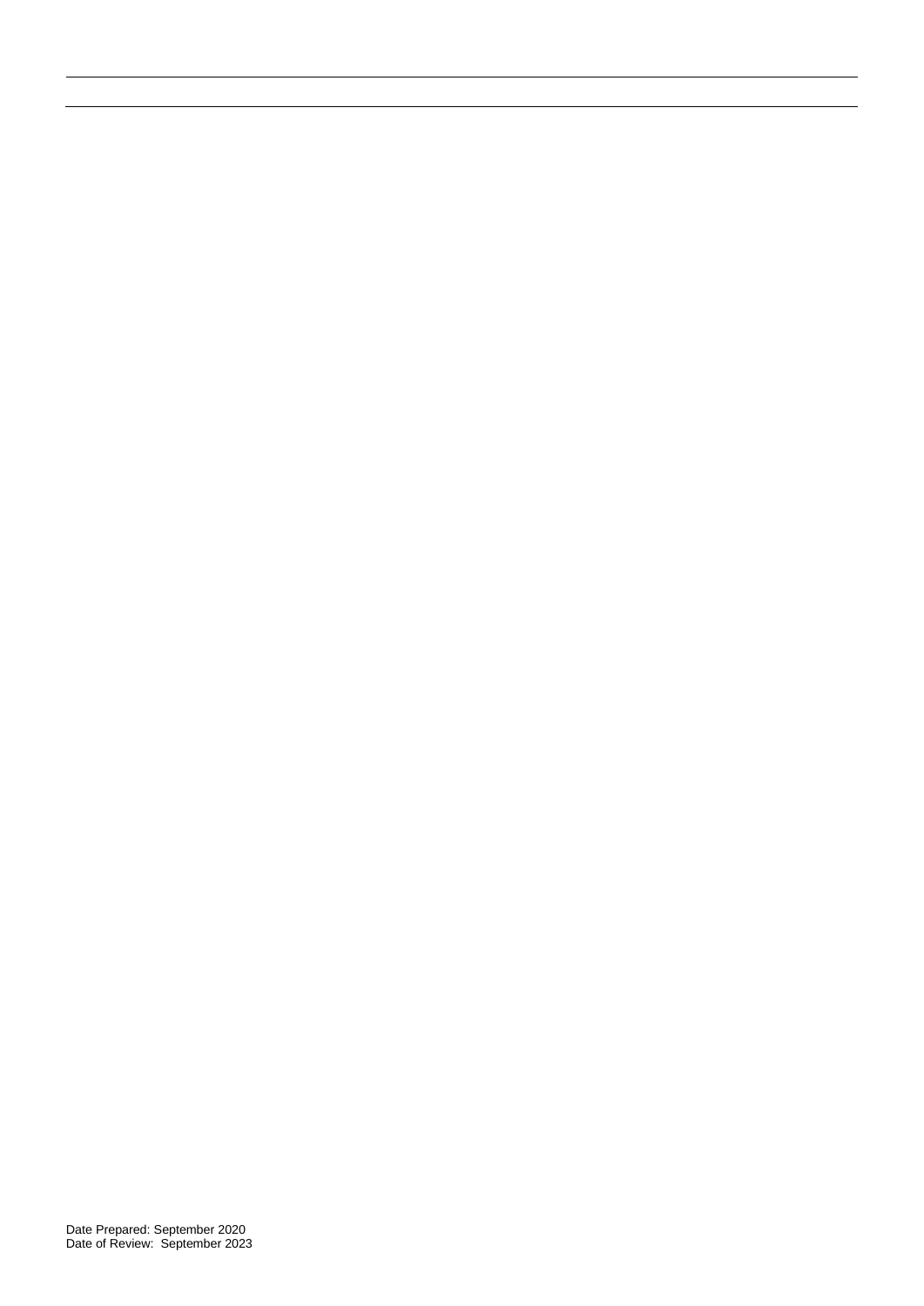Date Prepared: September 2020
Date of Review: September 2023